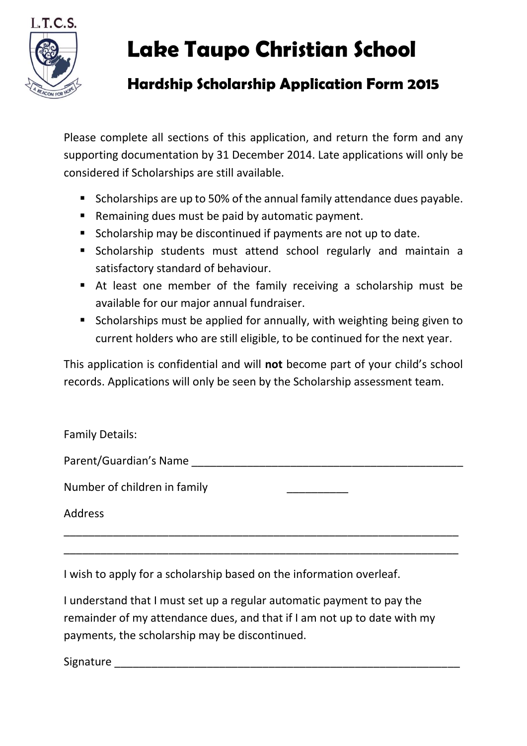L.T.C.S.

# Lake Taupo Christian School

## Hardship Scholarship Application Form 2015

Please complete all sections of this application, and return the form and any supporting documentation by 31 December 2014. Late applications will only be considered if Scholarships are still available.

- Scholarships are up to 50% of the annual family attendance dues payable.
- Remaining dues must be paid by automatic payment.
- Scholarship may be discontinued if payments are not up to date.
- Scholarship students must attend school regularly and maintain a satisfactory standard of behaviour.
- At least one member of the family receiving a scholarship must be available for our major annual fundraiser.
- Scholarships must be applied for annually, with weighting being given to current holders who are still eligible, to be continued for the next year.

This application is confidential and will **not** become part of your child's school records. Applications will only be seen by the Scholarship assessment team.

Family Details:

Parent/Guardian's Name ______________________________________________

Number of children in family __________

Address

_________________________________________________________________

_________________________________________________________________

I wish to apply for a scholarship based on the information overleaf.

I understand that I must set up a regular automatic payment to pay the remainder of my attendance dues, and that if I am not up to date with my payments, the scholarship may be discontinued.

Signature ________________________________________________________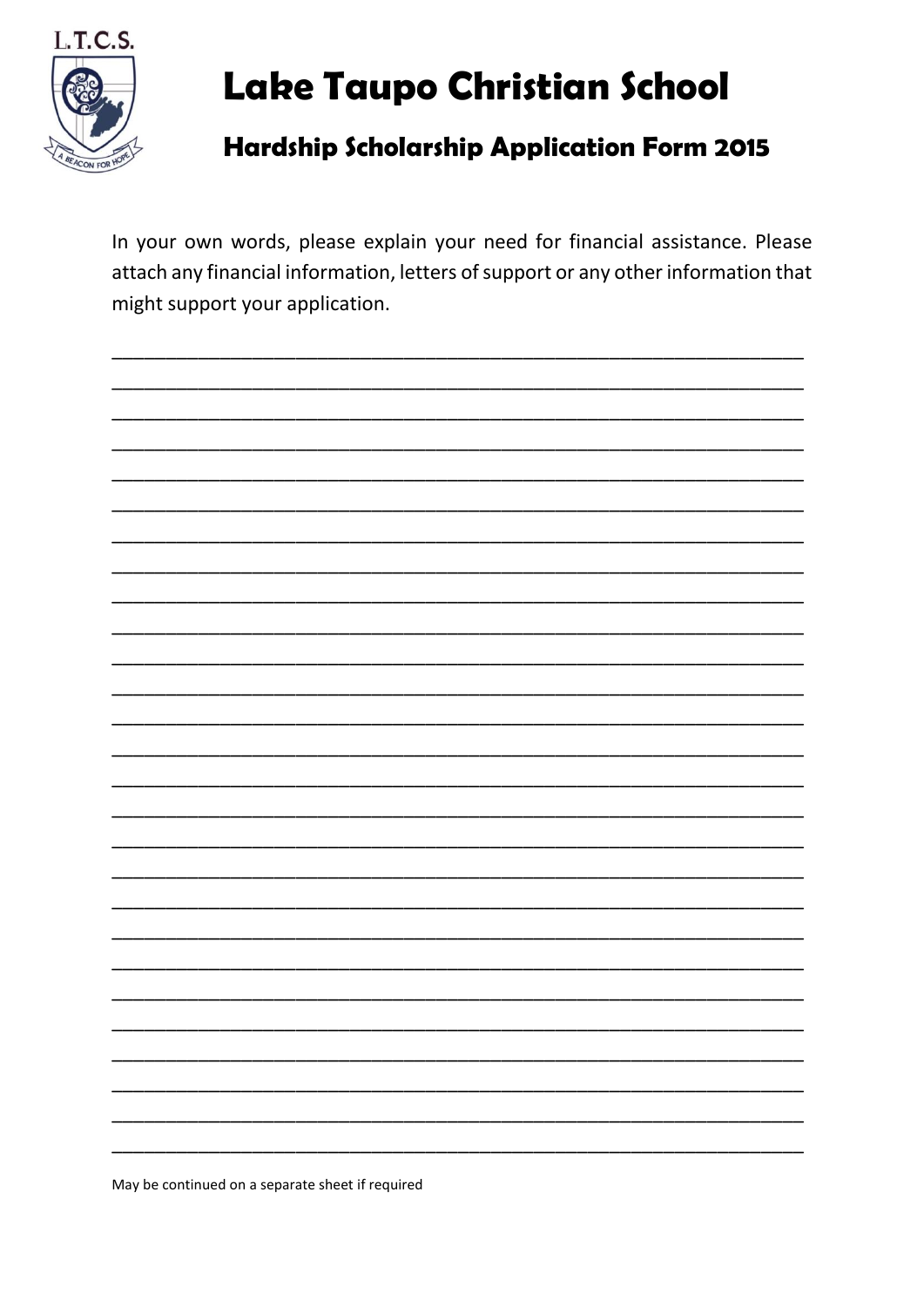# Lake Taupo Christian School

## Hardship Scholarship Application Form 2015

In your own words, please explain your need for financial assistance. Please attach any financial information, letters of support or any other information that might support your application.

_______________________________________________________________

_______________________________________________________________

_______________________________________________________________

_______________________________________________________________

_______________________________________________________________

_______________________________________________________________

_______________________________________________________________

_______________________________________________________________

_______________________________________________________________

_______________________________________________________________

_______________________________________________________________

_______________________________________________________________

_______________________________________________________________

_______________________________________________________________

_______________________________________________________________

_______________________________________________________________

_______________________________________________________________

_______________________________________________________________

_______________________________________________________________

_______________________________________________________________

_______________________________________________________________

_______________________________________________________________

_______________________________________________________________

_______________________________________________________________

_______________________________________________________________

_______________________________________________________________

_______________________________________________________________

May be continued on a separate sheet if required